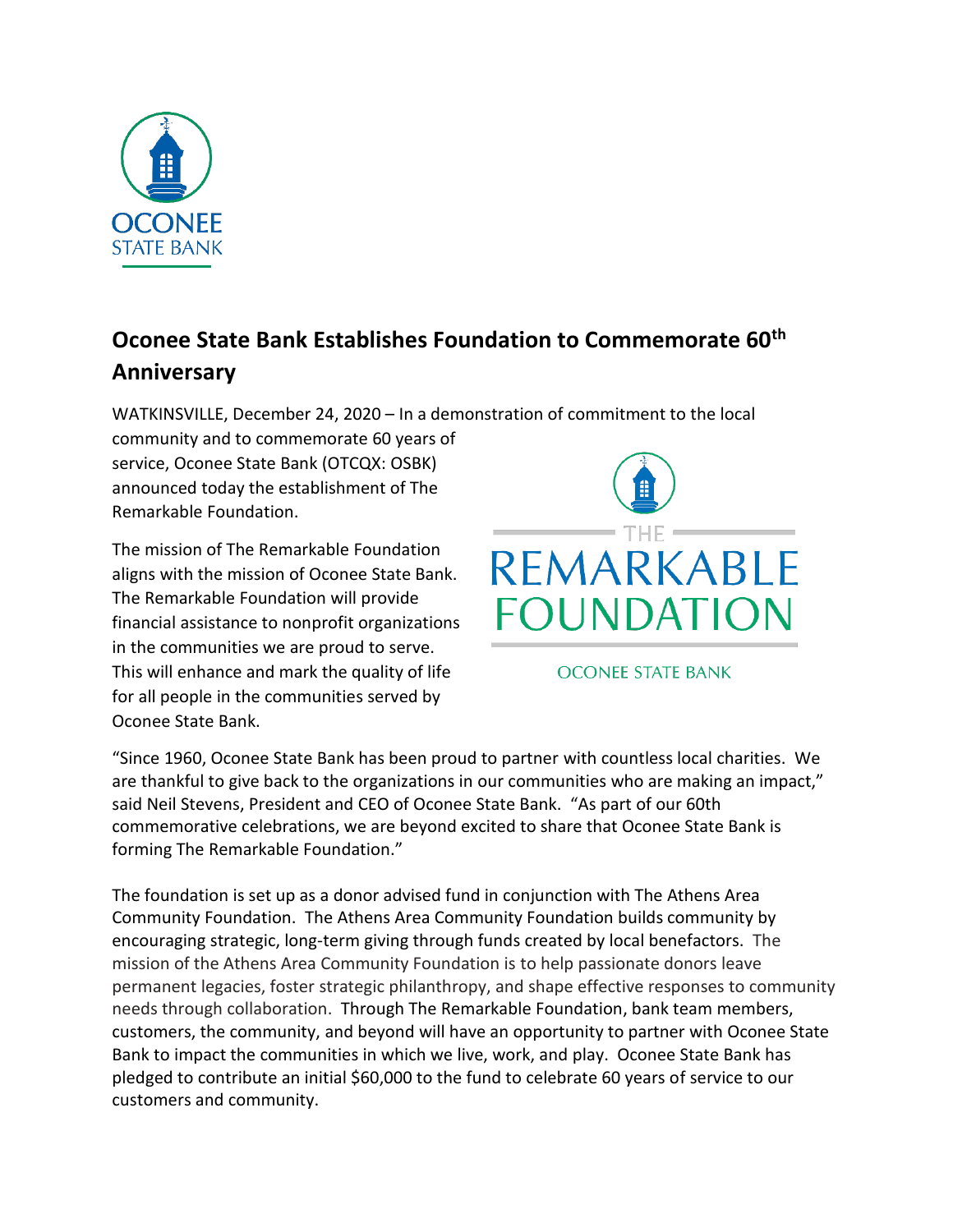# Oconee State Bank Establishes Foundation to Commemorate 60th Anniversary

WATKINSVILLE, December 24, 2020 – In a demonstration of commitment to the local community and to commemorate 60 years of service, Oconee State Bank (OTCQX: OSBK) announced today the establishment of The Remarkable Foundation.

The mission of The Remarkable Foundation aligns with the mission of Oconee State Bank. The Remarkable Foundation will provide financial assistance to nonprofit organizations in the communities we are proud to serve. This will enhance and mark the quality of life for all people in the communities served by Oconee State Bank.

"Since 1960, Oconee State Bank has been proud to partner with countless local charities. We are thankful to give back to the organizations in our communities who are making an impact," said Neil Stevens, President and CEO of Oconee State Bank. "As part of our 60th commemorative celebrations, we are beyond excited to share that Oconee State Bank is forming The Remarkable Foundation."

The foundation is set up as a donor advised fund in conjunction with The Athens Area Community Foundation. The Athens Area Community Foundation builds community by encouraging strategic, long-term giving through funds created by local benefactors. The mission of the Athens Area Community Foundation is to help passionate donors leave permanent legacies, foster strategic philanthropy, and shape effective responses to community needs through collaboration. Through The Remarkable Foundation, bank team members, customers, the community, and beyond will have an opportunity to partner with Oconee State Bank to impact the communities in which we live, work, and play. Oconee State Bank has pledged to contribute an initial $60,000 to the fund to celebrate 60 years of service to our customers and community.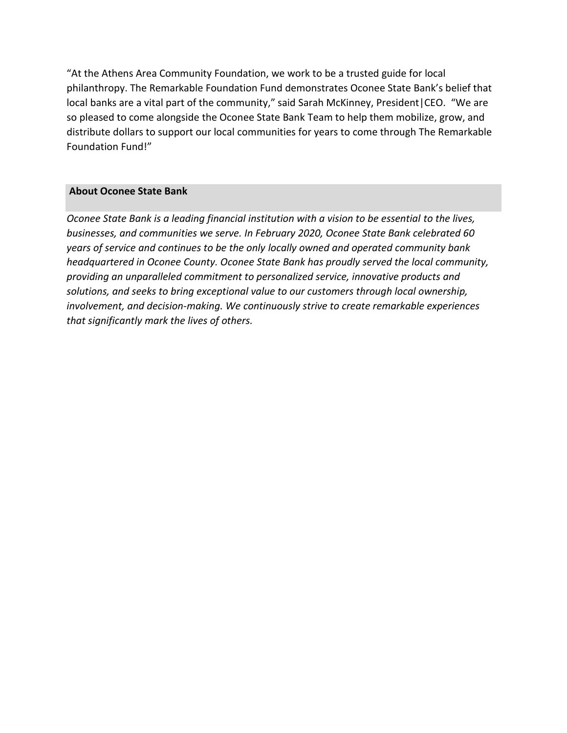"At the Athens Area Community Foundation, we work to be a trusted guide for local philanthropy. The Remarkable Foundation Fund demonstrates Oconee State Bank's belief that local banks are a vital part of the community," said Sarah McKinney, President|CEO. "We are so pleased to come alongside the Oconee State Bank Team to help them mobilize, grow, and distribute dollars to support our local communities for years to come through The Remarkable Foundation Fund!"

**About Oconee State Bank**

*Oconee State Bank is a leading financial institution with a vision to be essential to the lives, businesses, and communities we serve. In February 2020, Oconee State Bank celebrated 60 years of service and continues to be the only locally owned and operated community bank headquartered in Oconee County. Oconee State Bank has proudly served the local community, providing an unparalleled commitment to personalized service, innovative products and solutions, and seeks to bring exceptional value to our customers through local ownership, involvement, and decision-making. We continuously strive to create remarkable experiences that significantly mark the lives of others.*